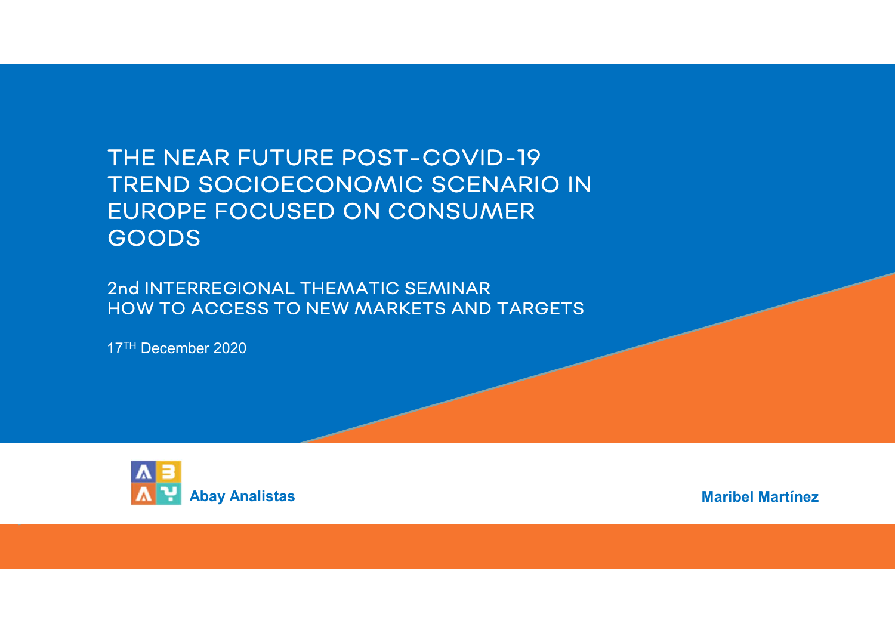# THE NEAR FUTURE POST-COVID-19 TREND SOCIOECONOMIC SCENARIO IN EUROPE FOCUSED ON CONSUMER GOODS

## 2nd INTERREGIONAL THEMATIC SEMINAR
## HOW TO ACCESS TO NEW MARKETS AND TARGETS

17TH December 2020

Abay Analistas

Maribel Martínez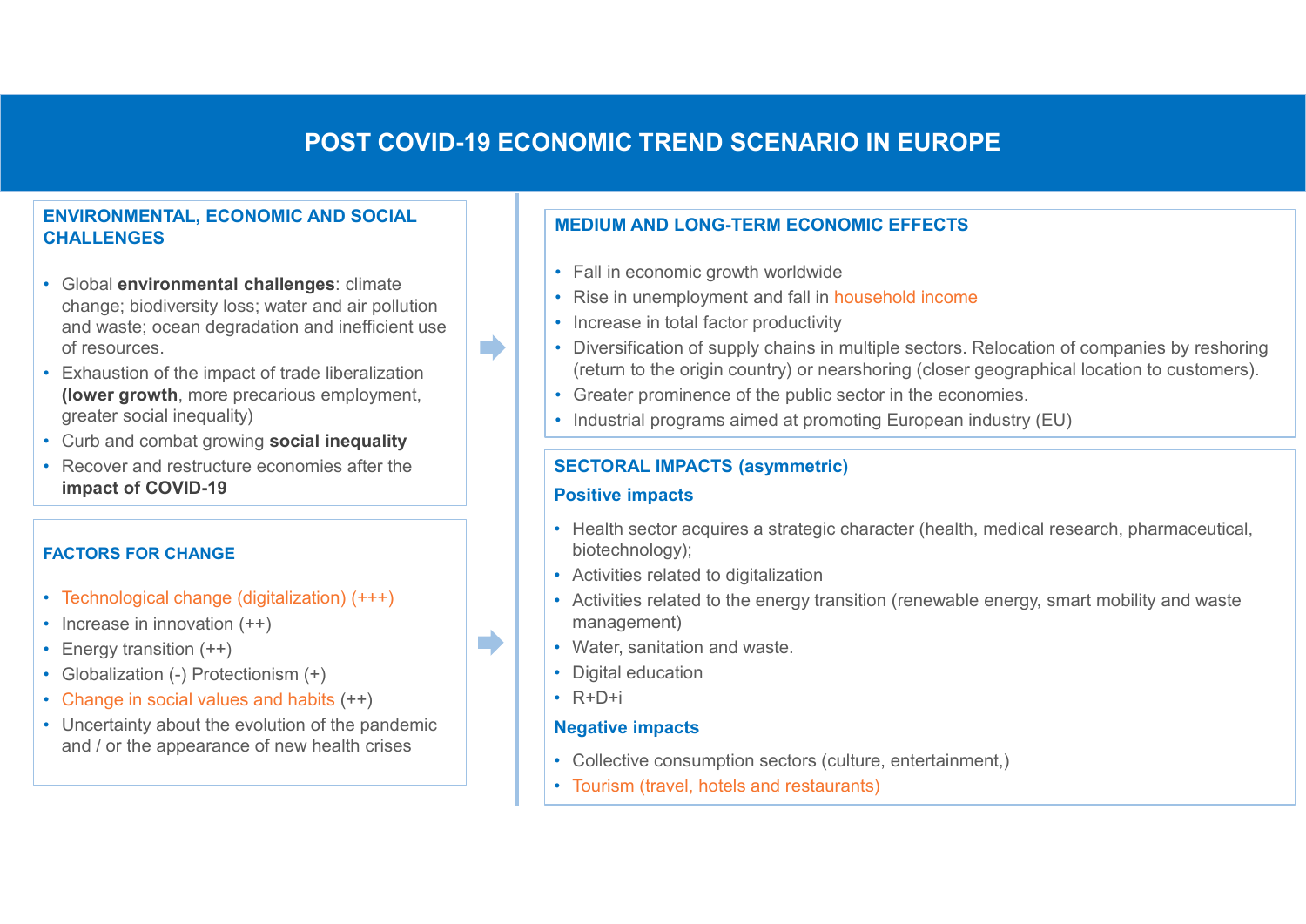# POST COVID-19 ECONOMIC TREND SCENARIO IN EUROPE

## ENVIRONMENTAL, ECONOMIC AND SOCIAL CHALLENGES

- Global **environmental challenges**: climate change; biodiversity loss; water and air pollution and waste; ocean degradation and inefficient use of resources.
- Exhaustion of the impact of trade liberalization **(lower growth**, more precarious employment, greater social inequality)
- Curb and combat growing **social inequality**
- Recover and restructure economies after the **impact of COVID-19**

## FACTORS FOR CHANGE

- Technological change (digitalization) (+++)
- Increase in innovation (++)
- Energy transition (++)
- Globalization (-) Protectionism (+)
- Change in social values and habits (++)
- Uncertainty about the evolution of the pandemic and / or the appearance of new health crises

## MEDIUM AND LONG-TERM ECONOMIC EFFECTS

- Fall in economic growth worldwide
- Rise in unemployment and fall in household income
- Increase in total factor productivity
- Diversification of supply chains in multiple sectors. Relocation of companies by reshoring (return to the origin country) or nearshoring (closer geographical location to customers).
- Greater prominence of the public sector in the economies.
- Industrial programs aimed at promoting European industry (EU)

## SECTORAL IMPACTS (asymmetric)

### Positive impacts

- Health sector acquires a strategic character (health, medical research, pharmaceutical, biotechnology);
- Activities related to digitalization
- Activities related to the energy transition (renewable energy, smart mobility and waste management)
- Water, sanitation and waste.
- Digital education
- R+D+i

### Negative impacts

- Collective consumption sectors (culture, entertainment,)
- Tourism (travel, hotels and restaurants)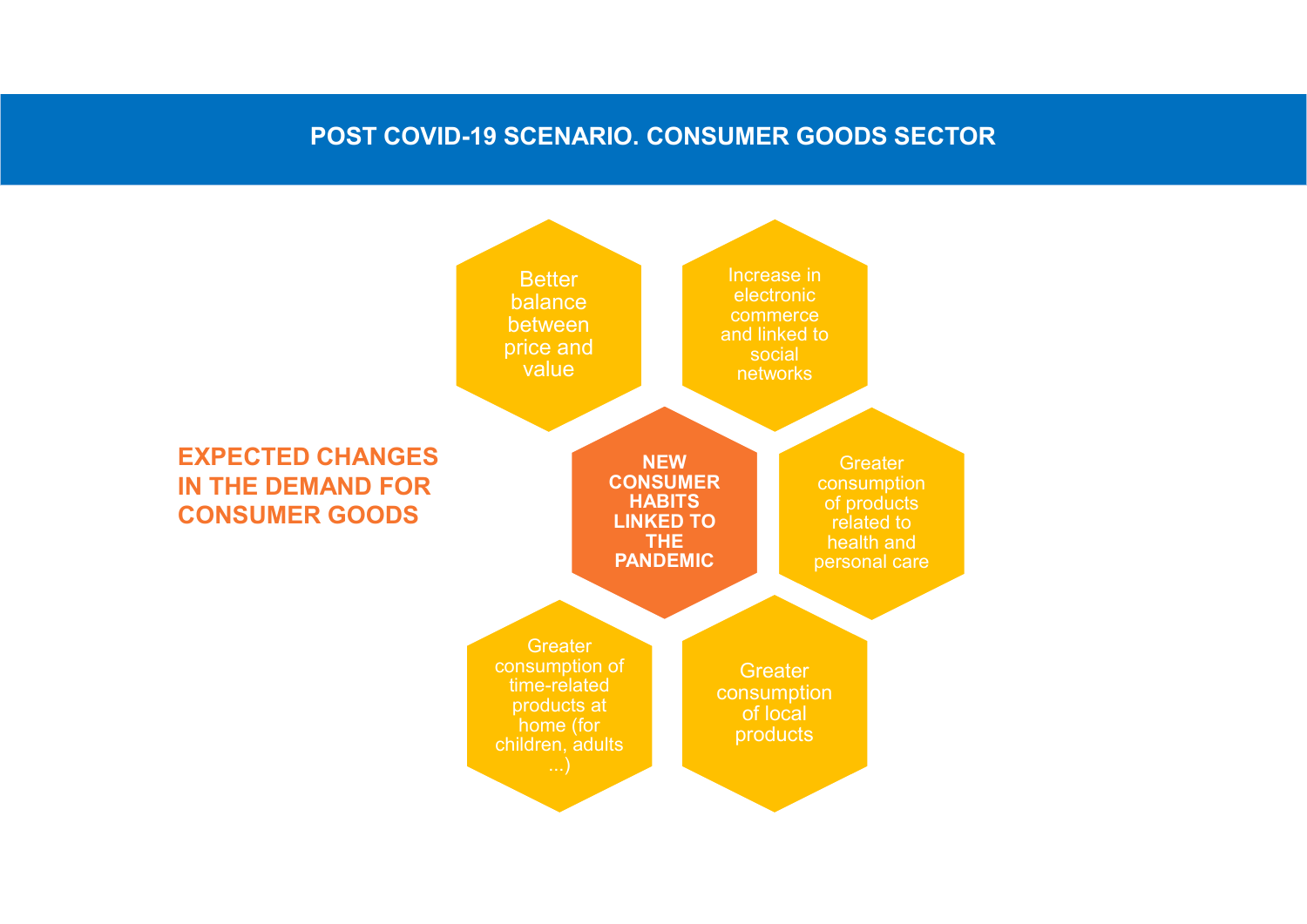# POST COVID-19 SCENARIO. CONSUMER GOODS SECTOR

## EXPECTED CHANGES IN THE DEMAND FOR CONSUMER GOODS

**NEW CONSUMER HABITS LINKED TO THE PANDEMIC**

- Better balance between price and value
- Increase in electronic commerce and linked to social networks
- Greater consumption of products related to health and personal care
- Greater consumption of local products
- Greater consumption of time-related products at home (for children, adults ...)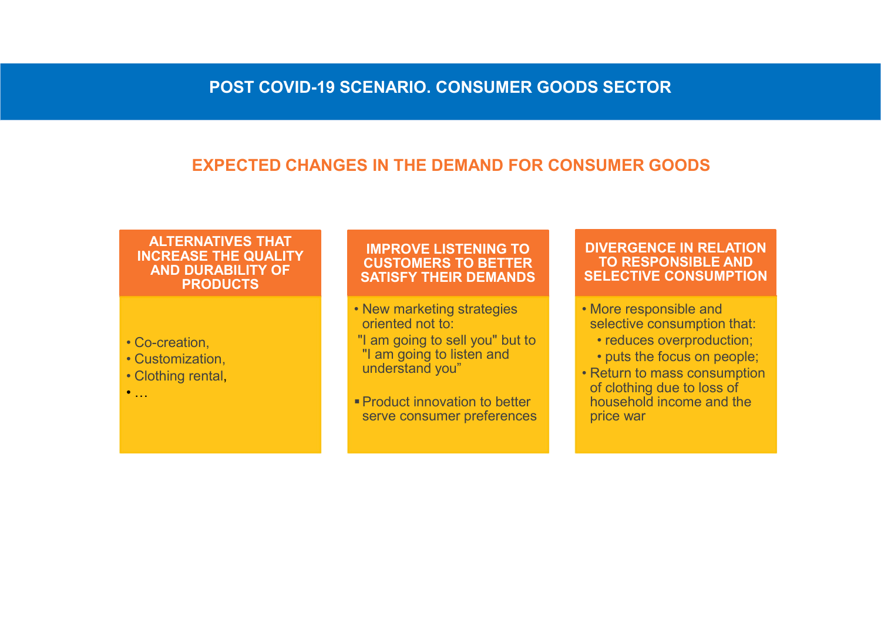# POST COVID-19 SCENARIO. CONSUMER GOODS SECTOR

## EXPECTED CHANGES IN THE DEMAND FOR CONSUMER GOODS

### ALTERNATIVES THAT INCREASE THE QUALITY AND DURABILITY OF PRODUCTS

- Co-creation,
- Customization,
- Clothing rental,
- …

### IMPROVE LISTENING TO CUSTOMERS TO BETTER SATISFY THEIR DEMANDS

- New marketing strategies oriented not to:
  "I am going to sell you" but to "I am going to listen and understand you"
- Product innovation to better serve consumer preferences

### DIVERGENCE IN RELATION TO RESPONSIBLE AND SELECTIVE CONSUMPTION

- More responsible and selective consumption that:
  - reduces overproduction;
  - puts the focus on people;
- Return to mass consumption of clothing due to loss of household income and the price war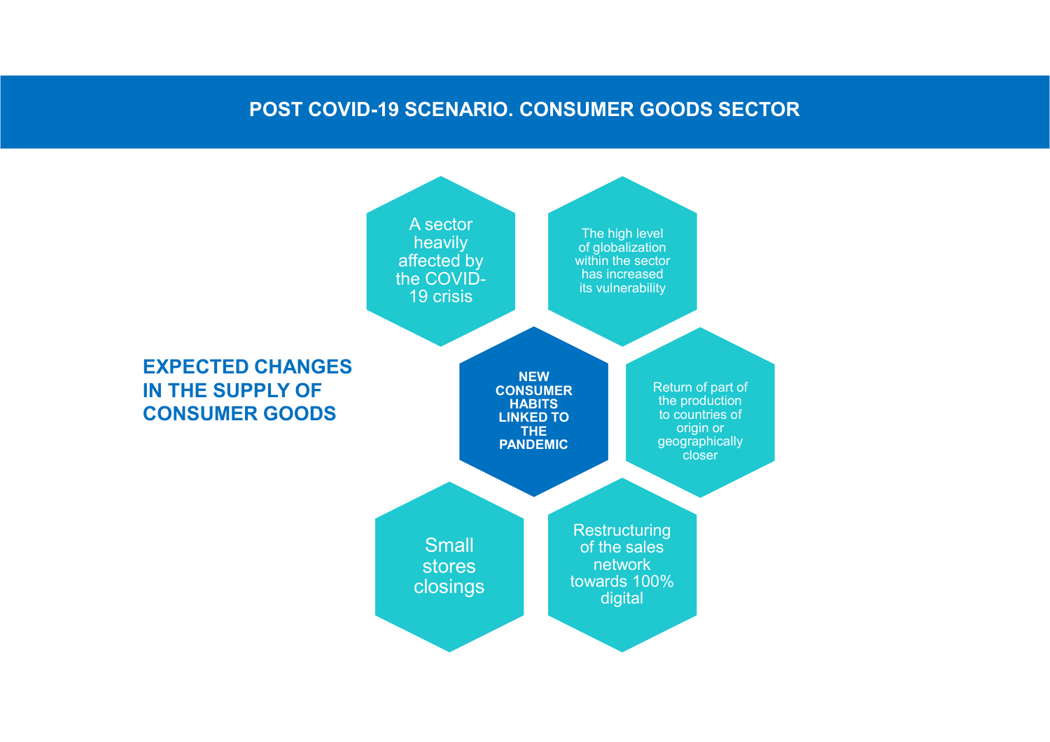# POST COVID-19 SCENARIO. CONSUMER GOODS SECTOR

## EXPECTED CHANGES IN THE SUPPLY OF CONSUMER GOODS

**NEW CONSUMER HABITS LINKED TO THE PANDEMIC**

- A sector heavily affected by the COVID-19 crisis
- The high level of globalization within the sector has increased its vulnerability
- Return of part of the production to countries of origin or geographically closer
- Restructuring of the sales network towards 100% digital
- Small stores closings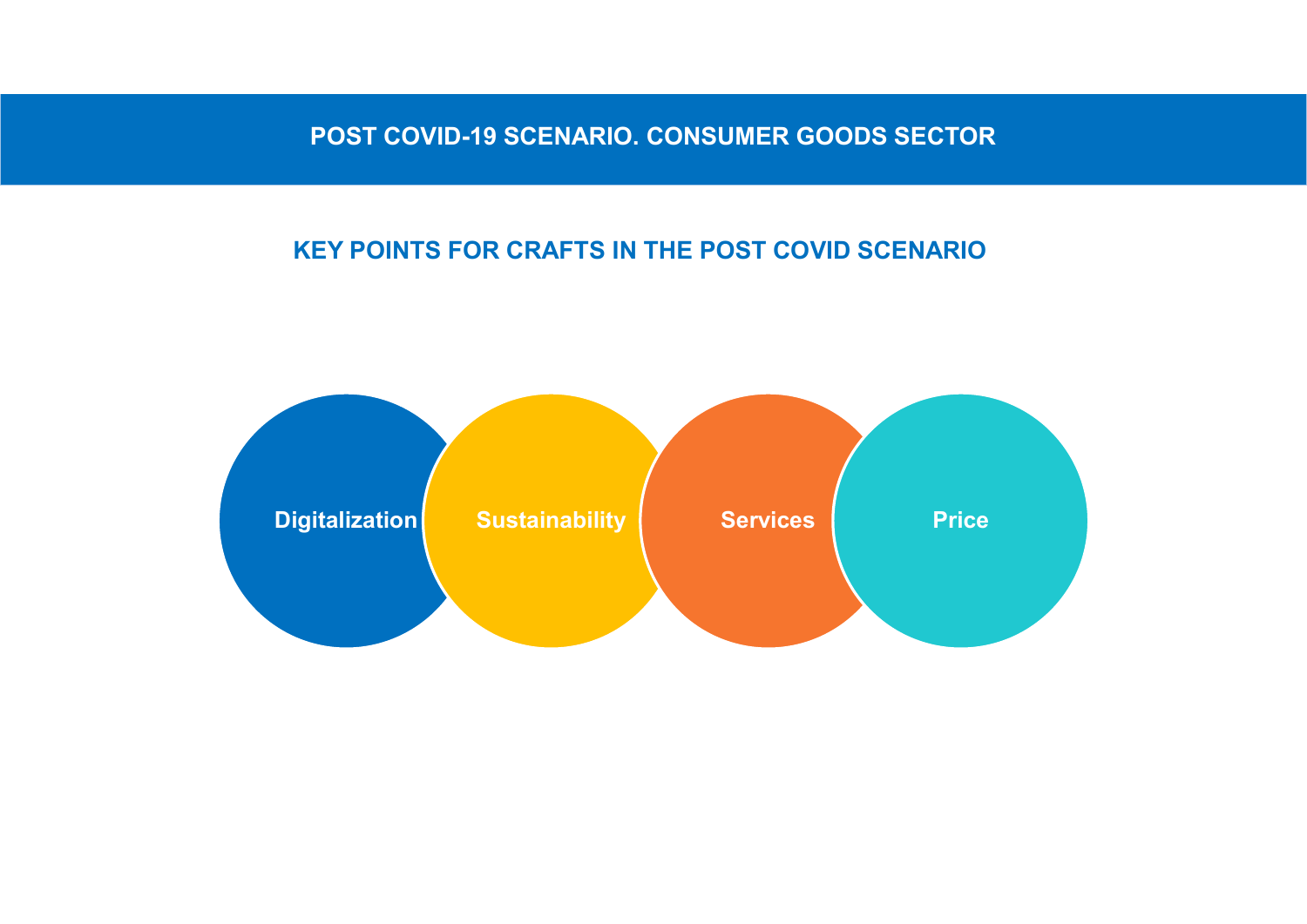# POST COVID-19 SCENARIO. CONSUMER GOODS SECTOR

## KEY POINTS FOR CRAFTS IN THE POST COVID SCENARIO

Digitalization

Sustainability

Services

Price